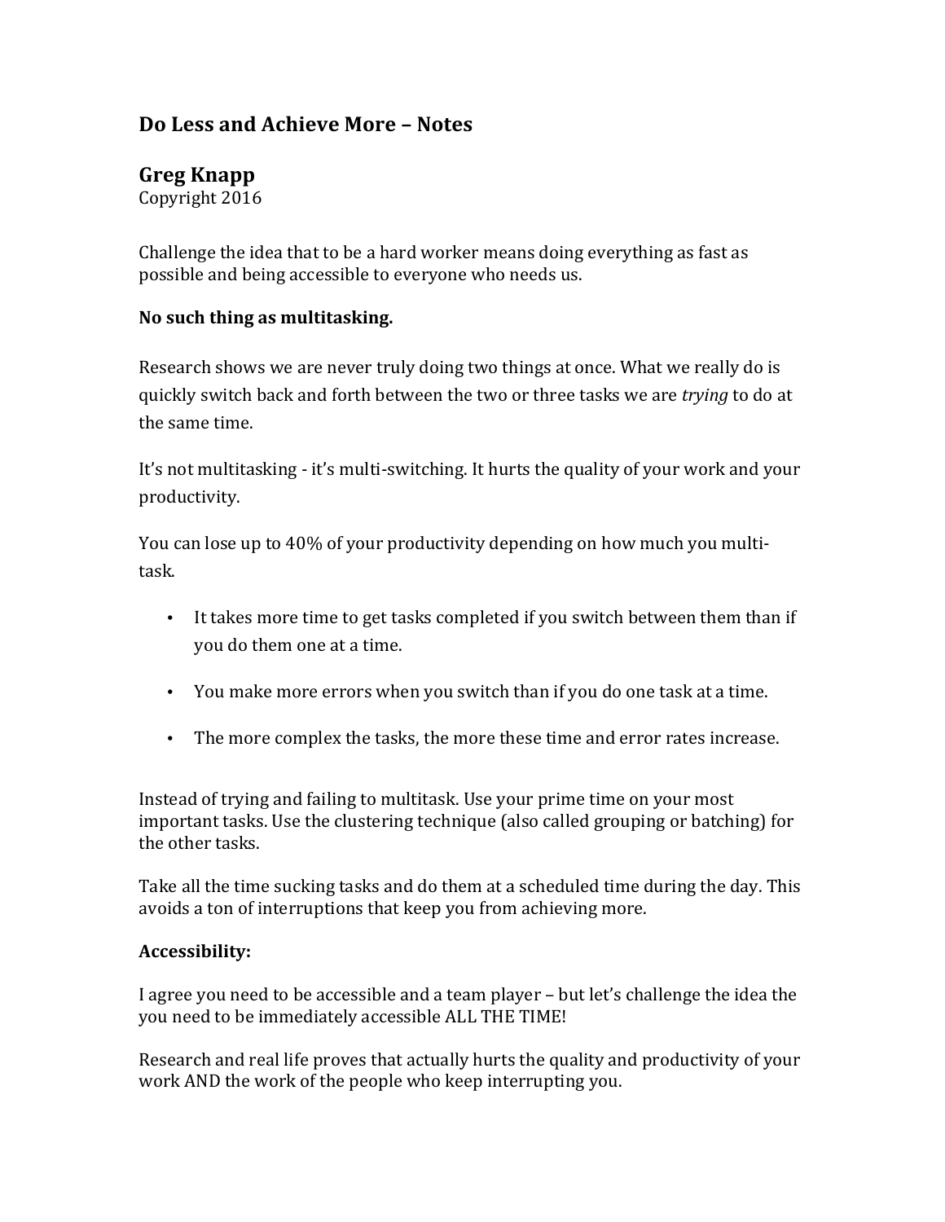## Do Less and Achieve More – Notes

## Greg Knapp

Copyright 2016

Challenge the idea that to be a hard worker means doing everything as fast as possible and being accessible to everyone who needs us.

**No such thing as multitasking.**

Research shows we are never truly doing two things at once. What we really do is quickly switch back and forth between the two or three tasks we are *trying* to do at the same time.

It's not multitasking - it's multi-switching. It hurts the quality of your work and your productivity.

You can lose up to 40% of your productivity depending on how much you multi-task.

- It takes more time to get tasks completed if you switch between them than if you do them one at a time.
- You make more errors when you switch than if you do one task at a time.
- The more complex the tasks, the more these time and error rates increase.

Instead of trying and failing to multitask. Use your prime time on your most important tasks. Use the clustering technique (also called grouping or batching) for the other tasks.

Take all the time sucking tasks and do them at a scheduled time during the day. This avoids a ton of interruptions that keep you from achieving more.

**Accessibility:**

I agree you need to be accessible and a team player – but let's challenge the idea the you need to be immediately accessible ALL THE TIME!

Research and real life proves that actually hurts the quality and productivity of your work AND the work of the people who keep interrupting you.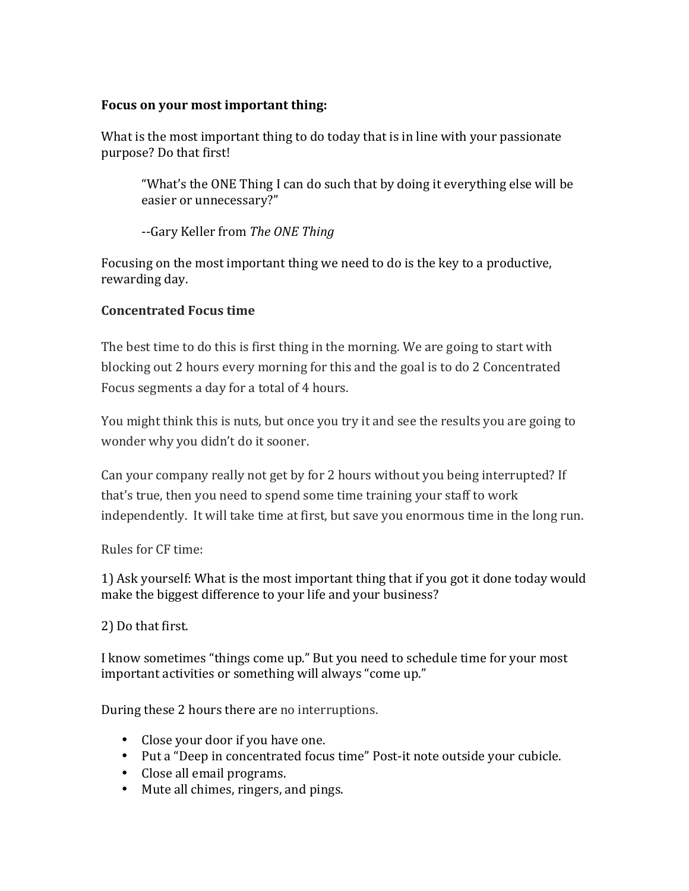**Focus on your most important thing:**

What is the most important thing to do today that is in line with your passionate purpose? Do that first!

> "What's the ONE Thing I can do such that by doing it everything else will be easier or unnecessary?"
>
> --Gary Keller from *The ONE Thing*

Focusing on the most important thing we need to do is the key to a productive, rewarding day.

**Concentrated Focus time**

The best time to do this is first thing in the morning. We are going to start with blocking out 2 hours every morning for this and the goal is to do 2 Concentrated Focus segments a day for a total of 4 hours.

You might think this is nuts, but once you try it and see the results you are going to wonder why you didn't do it sooner.

Can your company really not get by for 2 hours without you being interrupted? If that's true, then you need to spend some time training your staff to work independently. It will take time at first, but save you enormous time in the long run.

Rules for CF time:

1) Ask yourself: What is the most important thing that if you got it done today would make the biggest difference to your life and your business?

2) Do that first.

I know sometimes "things come up." But you need to schedule time for your most important activities or something will always "come up."

During these 2 hours there are no interruptions.

- Close your door if you have one.
- Put a "Deep in concentrated focus time" Post-it note outside your cubicle.
- Close all email programs.
- Mute all chimes, ringers, and pings.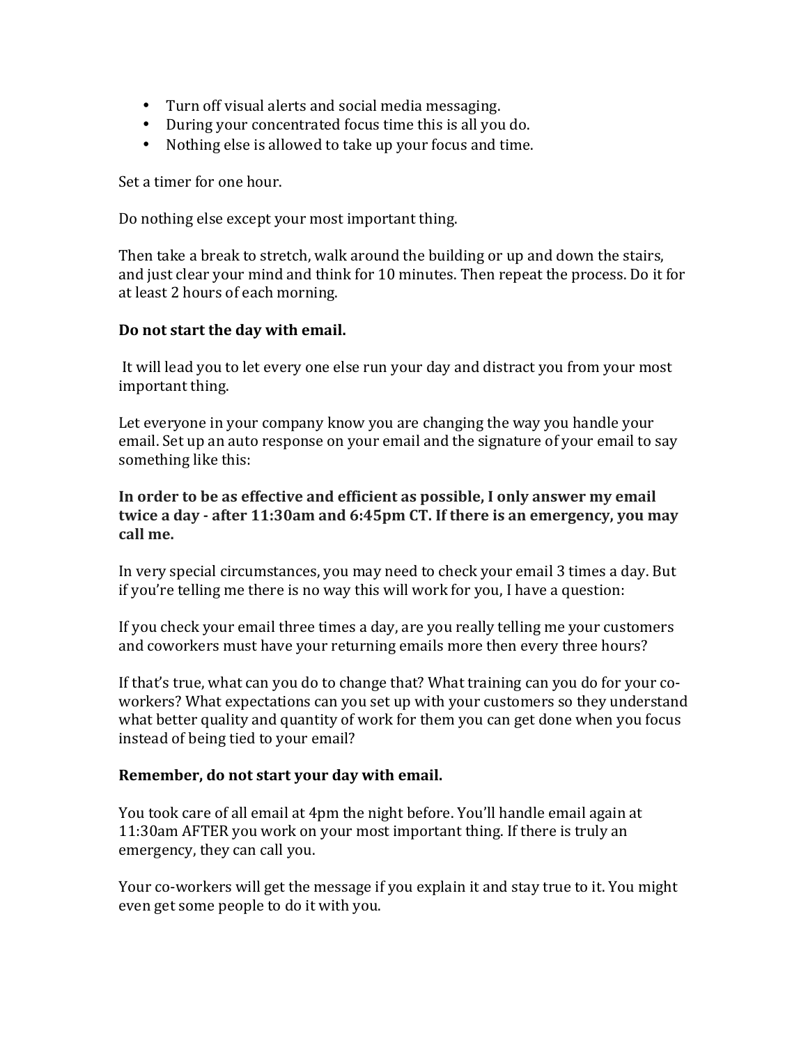- Turn off visual alerts and social media messaging.
- During your concentrated focus time this is all you do.
- Nothing else is allowed to take up your focus and time.

Set a timer for one hour.

Do nothing else except your most important thing.

Then take a break to stretch, walk around the building or up and down the stairs, and just clear your mind and think for 10 minutes. Then repeat the process. Do it for at least 2 hours of each morning.

**Do not start the day with email.**

It will lead you to let every one else run your day and distract you from your most important thing.

Let everyone in your company know you are changing the way you handle your email. Set up an auto response on your email and the signature of your email to say something like this:

**In order to be as effective and efficient as possible, I only answer my email twice a day - after 11:30am and 6:45pm CT. If there is an emergency, you may call me.**

In very special circumstances, you may need to check your email 3 times a day. But if you're telling me there is no way this will work for you, I have a question:

If you check your email three times a day, are you really telling me your customers and coworkers must have your returning emails more then every three hours?

If that's true, what can you do to change that? What training can you do for your co-workers? What expectations can you set up with your customers so they understand what better quality and quantity of work for them you can get done when you focus instead of being tied to your email?

**Remember, do not start your day with email.**

You took care of all email at 4pm the night before. You'll handle email again at 11:30am AFTER you work on your most important thing. If there is truly an emergency, they can call you.

Your co-workers will get the message if you explain it and stay true to it. You might even get some people to do it with you.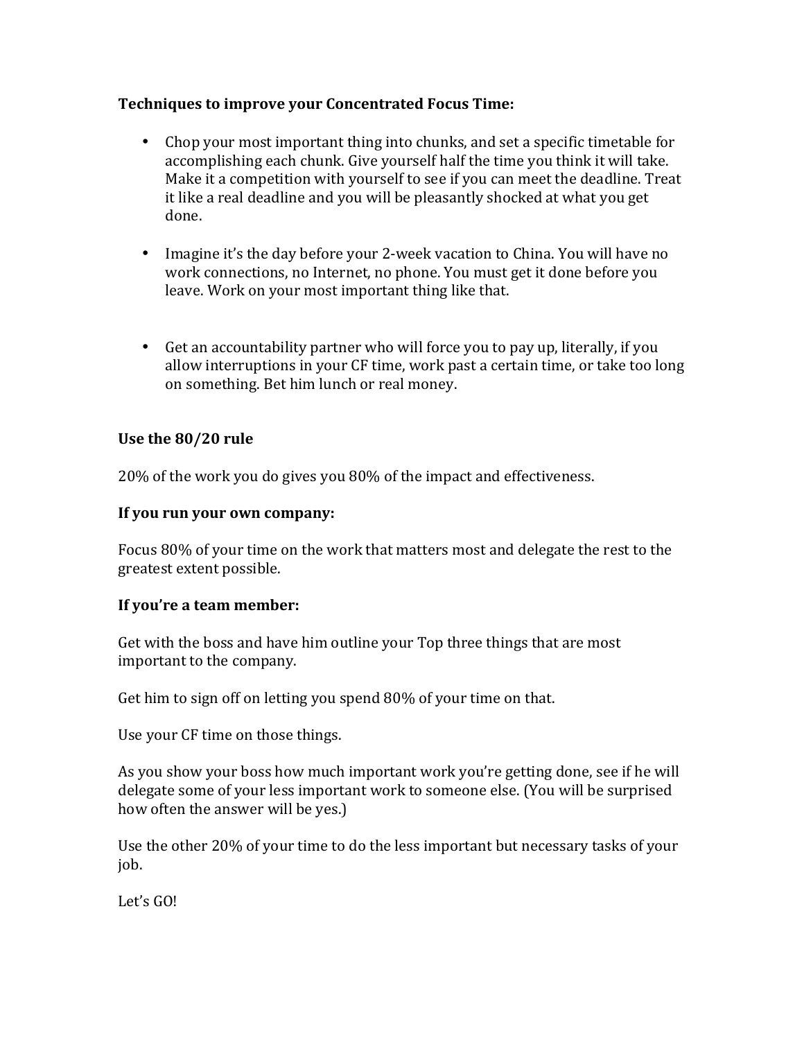**Techniques to improve your Concentrated Focus Time:**

- Chop your most important thing into chunks, and set a specific timetable for accomplishing each chunk. Give yourself half the time you think it will take. Make it a competition with yourself to see if you can meet the deadline. Treat it like a real deadline and you will be pleasantly shocked at what you get done.

- Imagine it's the day before your 2-week vacation to China. You will have no work connections, no Internet, no phone. You must get it done before you leave. Work on your most important thing like that.

- Get an accountability partner who will force you to pay up, literally, if you allow interruptions in your CF time, work past a certain time, or take too long on something. Bet him lunch or real money.

**Use the 80/20 rule**

20% of the work you do gives you 80% of the impact and effectiveness.

**If you run your own company:**

Focus 80% of your time on the work that matters most and delegate the rest to the greatest extent possible.

**If you're a team member:**

Get with the boss and have him outline your Top three things that are most important to the company.

Get him to sign off on letting you spend 80% of your time on that.

Use your CF time on those things.

As you show your boss how much important work you're getting done, see if he will delegate some of your less important work to someone else. (You will be surprised how often the answer will be yes.)

Use the other 20% of your time to do the less important but necessary tasks of your job.

Let's GO!